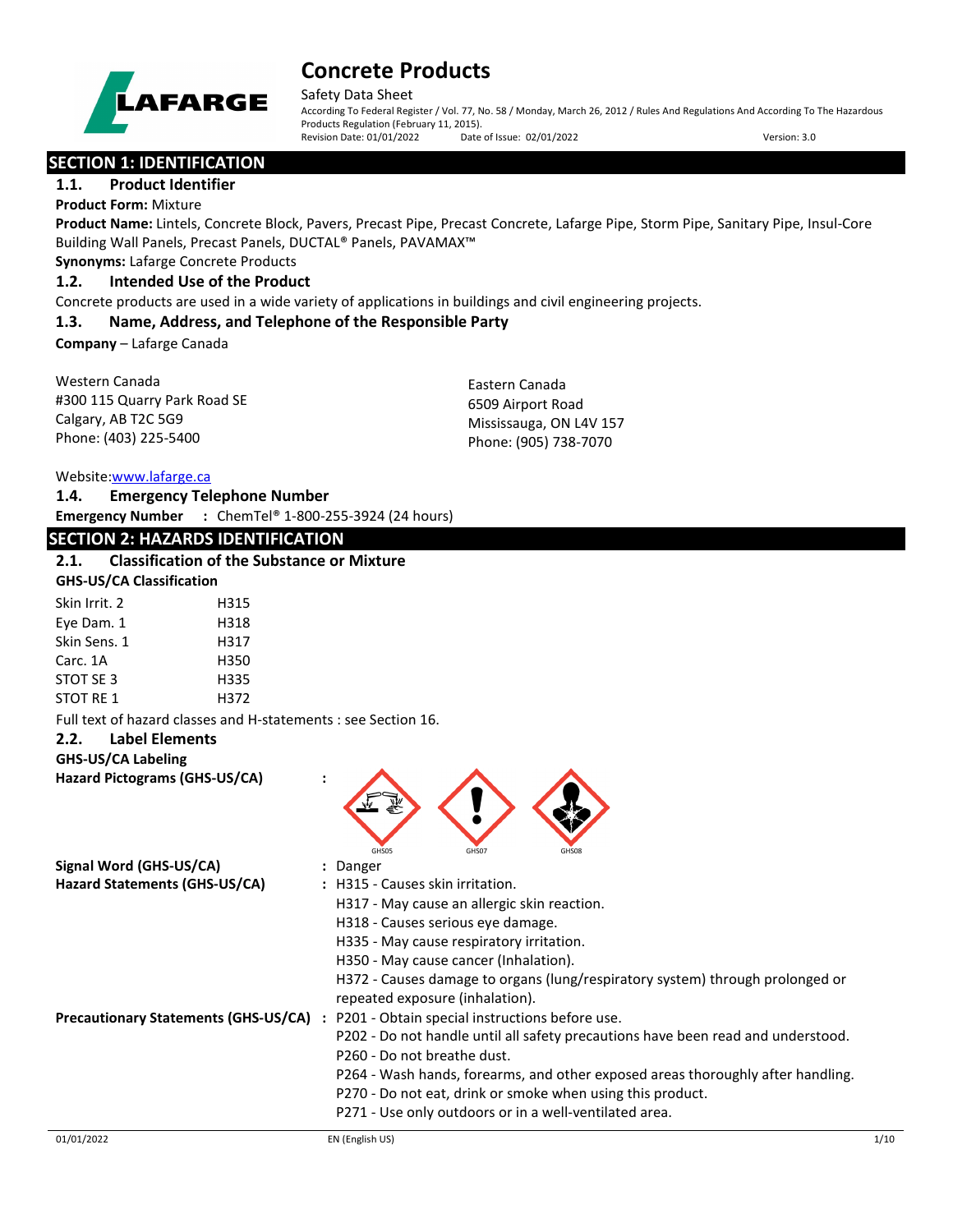# Concrete Products

Safety Data Sheet

According To Federal Register / Vol. 77, No. 58 / Monday, March 26, 2012 / Rules And Regulations And According To The Hazardous Products Regulation (February 11, 2015).

Revision Date: 01/01/2022 Date of Issue: 02/01/2022 Version: 3.0

## SECTION 1: IDENTIFICATION

### 1.1. Product Identifier

**Product Form:** Mixture

**Product Name:** Lintels, Concrete Block, Pavers, Precast Pipe, Precast Concrete, Lafarge Pipe, Storm Pipe, Sanitary Pipe, Insul-Core Building Wall Panels, Precast Panels, DUCTAL® Panels, PAVAMAX™

**Synonyms:** Lafarge Concrete Products

### 1.2. Intended Use of the Product

Concrete products are used in a wide variety of applications in buildings and civil engineering projects.

### 1.3. Name, Address, and Telephone of the Responsible Party

**Company** – Lafarge Canada

Western Canada
#300 115 Quarry Park Road SE
Calgary, AB T2C 5G9
Phone: (403) 225-5400

Eastern Canada
6509 Airport Road
Mississauga, ON L4V 157
Phone: (905) 738-7070

Website: www.lafarge.ca

### 1.4. Emergency Telephone Number

**Emergency Number** : ChemTel® 1-800-255-3924 (24 hours)

## SECTION 2: HAZARDS IDENTIFICATION

### 2.1. Classification of the Substance or Mixture

**GHS-US/CA Classification**

| | |
|---|---|
| Skin Irrit. 2 | H315 |
| Eye Dam. 1 | H318 |
| Skin Sens. 1 | H317 |
| Carc. 1A | H350 |
| STOT SE 3 | H335 |
| STOT RE 1 | H372 |

Full text of hazard classes and H-statements : see Section 16.

### 2.2. Label Elements

**GHS-US/CA Labeling**

**Hazard Pictograms (GHS-US/CA)** : GHS05 GHS07 GHS08

**Signal Word (GHS-US/CA)** : Danger

**Hazard Statements (GHS-US/CA)** : H315 - Causes skin irritation.
H317 - May cause an allergic skin reaction.
H318 - Causes serious eye damage.
H335 - May cause respiratory irritation.
H350 - May cause cancer (Inhalation).
H372 - Causes damage to organs (lung/respiratory system) through prolonged or repeated exposure (inhalation).

**Precautionary Statements (GHS-US/CA)** : P201 - Obtain special instructions before use.
P202 - Do not handle until all safety precautions have been read and understood.
P260 - Do not breathe dust.
P264 - Wash hands, forearms, and other exposed areas thoroughly after handling.
P270 - Do not eat, drink or smoke when using this product.
P271 - Use only outdoors or in a well-ventilated area.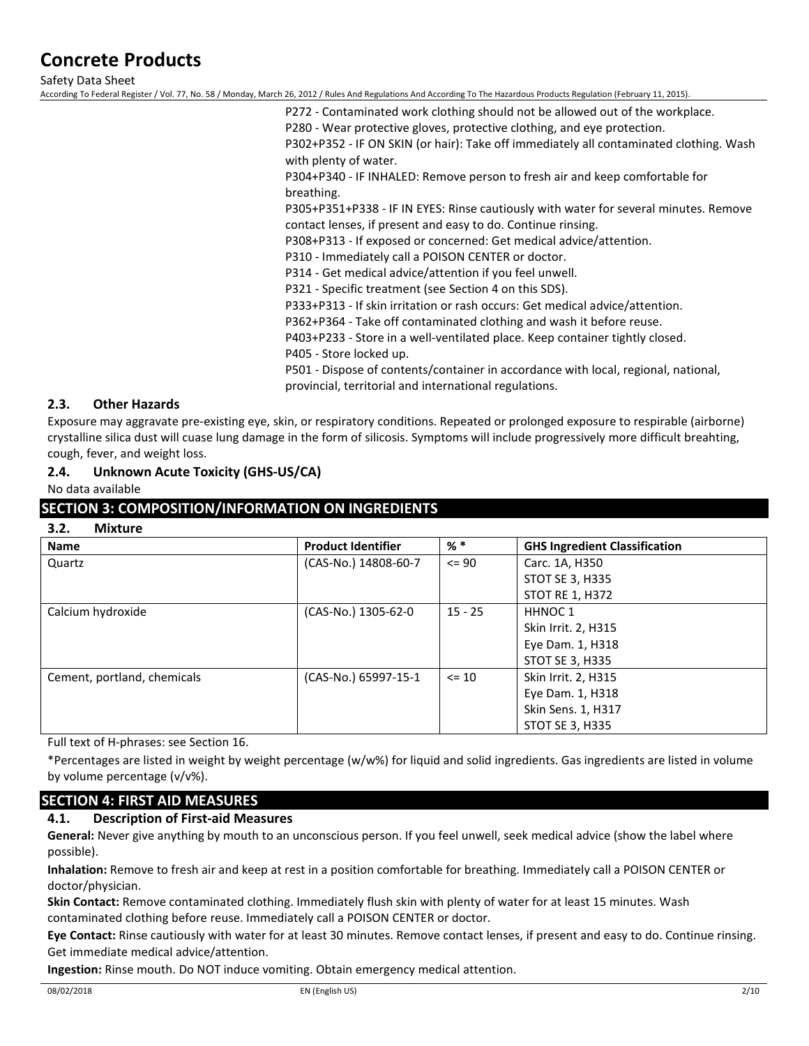P272 - Contaminated work clothing should not be allowed out of the workplace.
P280 - Wear protective gloves, protective clothing, and eye protection.
P302+P352 - IF ON SKIN (or hair): Take off immediately all contaminated clothing. Wash with plenty of water.
P304+P340 - IF INHALED: Remove person to fresh air and keep comfortable for breathing.
P305+P351+P338 - IF IN EYES: Rinse cautiously with water for several minutes. Remove contact lenses, if present and easy to do. Continue rinsing.
P308+P313 - If exposed or concerned: Get medical advice/attention.
P310 - Immediately call a POISON CENTER or doctor.
P314 - Get medical advice/attention if you feel unwell.
P321 - Specific treatment (see Section 4 on this SDS).
P333+P313 - If skin irritation or rash occurs: Get medical advice/attention.
P362+P364 - Take off contaminated clothing and wash it before reuse.
P403+P233 - Store in a well-ventilated place. Keep container tightly closed.
P405 - Store locked up.
P501 - Dispose of contents/container in accordance with local, regional, national, provincial, territorial and international regulations.

### 2.3. Other Hazards

Exposure may aggravate pre-existing eye, skin, or respiratory conditions. Repeated or prolonged exposure to respirable (airborne) crystalline silica dust will cuase lung damage in the form of silicosis. Symptoms will include progressively more difficult breahting, cough, fever, and weight loss.

### 2.4. Unknown Acute Toxicity (GHS-US/CA)

No data available

## SECTION 3: COMPOSITION/INFORMATION ON INGREDIENTS

### 3.2. Mixture

| Name | Product Identifier | % * | GHS Ingredient Classification |
|---|---|---|---|
| Quartz | (CAS-No.) 14808-60-7 | <= 90 | Carc. 1A, H350<br>STOT SE 3, H335<br>STOT RE 1, H372 |
| Calcium hydroxide | (CAS-No.) 1305-62-0 | 15 - 25 | HHNOC 1<br>Skin Irrit. 2, H315<br>Eye Dam. 1, H318<br>STOT SE 3, H335 |
| Cement, portland, chemicals | (CAS-No.) 65997-15-1 | <= 10 | Skin Irrit. 2, H315<br>Eye Dam. 1, H318<br>Skin Sens. 1, H317<br>STOT SE 3, H335 |

Full text of H-phrases: see Section 16.

*Percentages are listed in weight by weight percentage (w/w%) for liquid and solid ingredients. Gas ingredients are listed in volume by volume percentage (v/v%).

## SECTION 4: FIRST AID MEASURES

### 4.1. Description of First-aid Measures

**General:** Never give anything by mouth to an unconscious person. If you feel unwell, seek medical advice (show the label where possible).

**Inhalation:** Remove to fresh air and keep at rest in a position comfortable for breathing. Immediately call a POISON CENTER or doctor/physician.

**Skin Contact:** Remove contaminated clothing. Immediately flush skin with plenty of water for at least 15 minutes. Wash contaminated clothing before reuse. Immediately call a POISON CENTER or doctor.

**Eye Contact:** Rinse cautiously with water for at least 30 minutes. Remove contact lenses, if present and easy to do. Continue rinsing. Get immediate medical advice/attention.

**Ingestion:** Rinse mouth. Do NOT induce vomiting. Obtain emergency medical attention.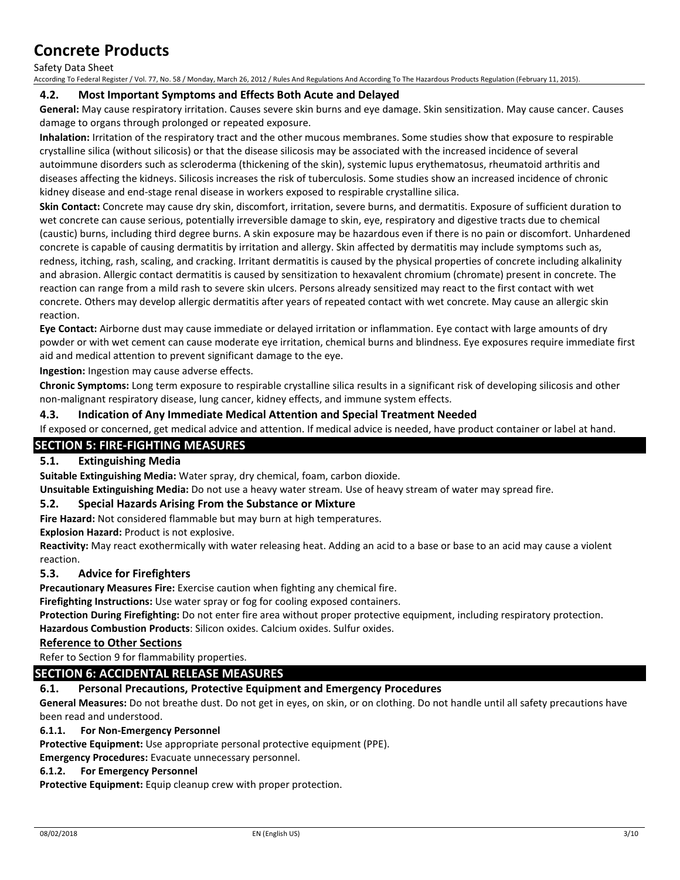### 4.2. Most Important Symptoms and Effects Both Acute and Delayed

**General:** May cause respiratory irritation. Causes severe skin burns and eye damage. Skin sensitization. May cause cancer. Causes damage to organs through prolonged or repeated exposure.

**Inhalation:** Irritation of the respiratory tract and the other mucous membranes. Some studies show that exposure to respirable crystalline silica (without silicosis) or that the disease silicosis may be associated with the increased incidence of several autoimmune disorders such as scleroderma (thickening of the skin), systemic lupus erythematosus, rheumatoid arthritis and diseases affecting the kidneys. Silicosis increases the risk of tuberculosis. Some studies show an increased incidence of chronic kidney disease and end-stage renal disease in workers exposed to respirable crystalline silica.

**Skin Contact:** Concrete may cause dry skin, discomfort, irritation, severe burns, and dermatitis. Exposure of sufficient duration to wet concrete can cause serious, potentially irreversible damage to skin, eye, respiratory and digestive tracts due to chemical (caustic) burns, including third degree burns. A skin exposure may be hazardous even if there is no pain or discomfort. Unhardened concrete is capable of causing dermatitis by irritation and allergy. Skin affected by dermatitis may include symptoms such as, redness, itching, rash, scaling, and cracking. Irritant dermatitis is caused by the physical properties of concrete including alkalinity and abrasion. Allergic contact dermatitis is caused by sensitization to hexavalent chromium (chromate) present in concrete. The reaction can range from a mild rash to severe skin ulcers. Persons already sensitized may react to the first contact with wet concrete. Others may develop allergic dermatitis after years of repeated contact with wet concrete. May cause an allergic skin reaction.

**Eye Contact:** Airborne dust may cause immediate or delayed irritation or inflammation. Eye contact with large amounts of dry powder or with wet cement can cause moderate eye irritation, chemical burns and blindness. Eye exposures require immediate first aid and medical attention to prevent significant damage to the eye.

**Ingestion:** Ingestion may cause adverse effects.

**Chronic Symptoms:** Long term exposure to respirable crystalline silica results in a significant risk of developing silicosis and other non-malignant respiratory disease, lung cancer, kidney effects, and immune system effects.

### 4.3. Indication of Any Immediate Medical Attention and Special Treatment Needed

If exposed or concerned, get medical advice and attention. If medical advice is needed, have product container or label at hand.

## SECTION 5: FIRE-FIGHTING MEASURES

### 5.1. Extinguishing Media

**Suitable Extinguishing Media:** Water spray, dry chemical, foam, carbon dioxide.

**Unsuitable Extinguishing Media:** Do not use a heavy water stream. Use of heavy stream of water may spread fire.

### 5.2. Special Hazards Arising From the Substance or Mixture

**Fire Hazard:** Not considered flammable but may burn at high temperatures.

**Explosion Hazard:** Product is not explosive.

**Reactivity:** May react exothermically with water releasing heat. Adding an acid to a base or base to an acid may cause a violent reaction.

### 5.3. Advice for Firefighters

**Precautionary Measures Fire:** Exercise caution when fighting any chemical fire.

**Firefighting Instructions:** Use water spray or fog for cooling exposed containers.

**Protection During Firefighting:** Do not enter fire area without proper protective equipment, including respiratory protection.

**Hazardous Combustion Products**: Silicon oxides. Calcium oxides. Sulfur oxides.

**Reference to Other Sections**

Refer to Section 9 for flammability properties.

## SECTION 6: ACCIDENTAL RELEASE MEASURES

### 6.1. Personal Precautions, Protective Equipment and Emergency Procedures

**General Measures:** Do not breathe dust. Do not get in eyes, on skin, or on clothing. Do not handle until all safety precautions have been read and understood.

#### 6.1.1. For Non-Emergency Personnel

**Protective Equipment:** Use appropriate personal protective equipment (PPE).

**Emergency Procedures:** Evacuate unnecessary personnel.

#### 6.1.2. For Emergency Personnel

**Protective Equipment:** Equip cleanup crew with proper protection.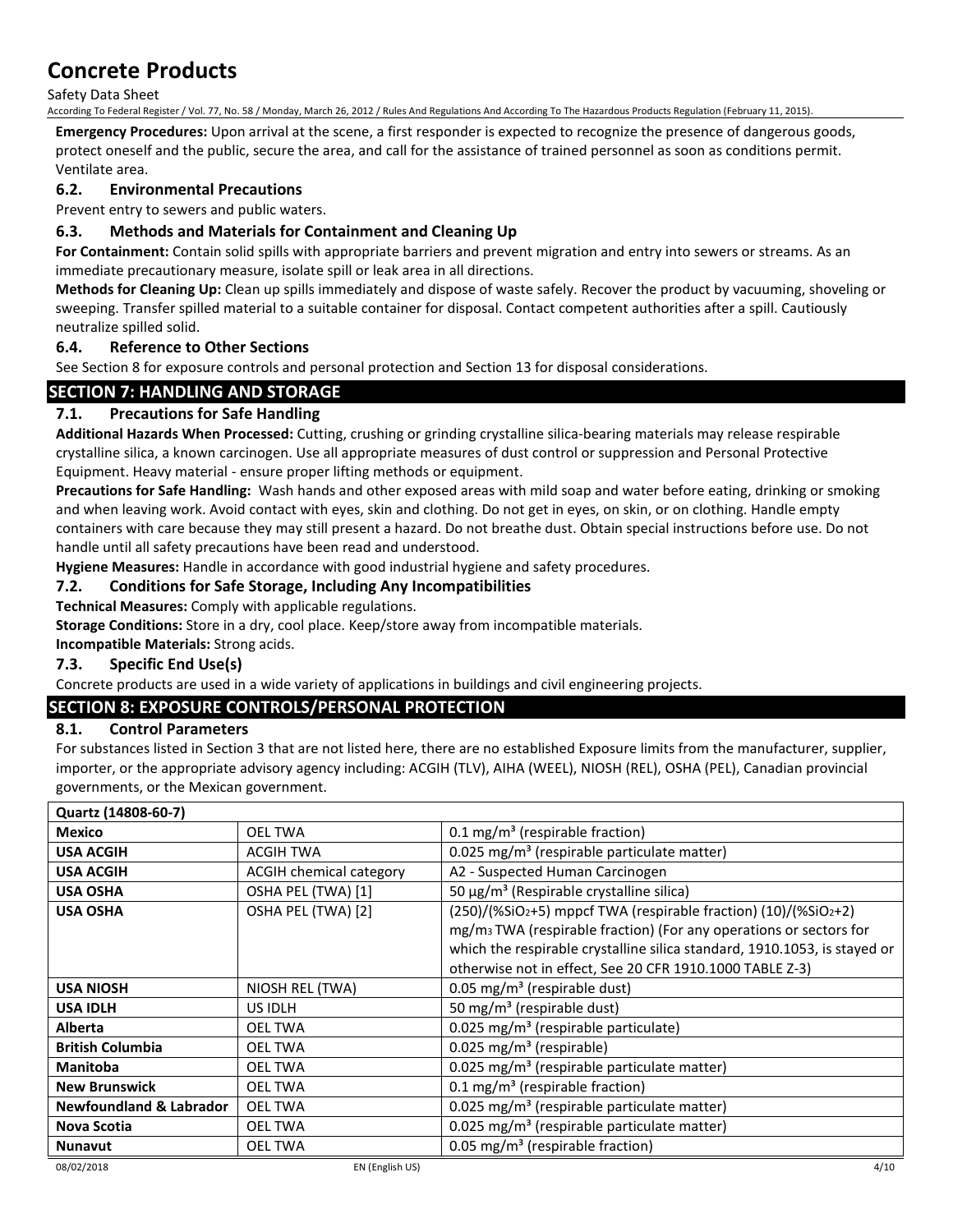**Emergency Procedures:** Upon arrival at the scene, a first responder is expected to recognize the presence of dangerous goods, protect oneself and the public, secure the area, and call for the assistance of trained personnel as soon as conditions permit. Ventilate area.

### 6.2. Environmental Precautions

Prevent entry to sewers and public waters.

### 6.3. Methods and Materials for Containment and Cleaning Up

**For Containment:** Contain solid spills with appropriate barriers and prevent migration and entry into sewers or streams. As an immediate precautionary measure, isolate spill or leak area in all directions.

**Methods for Cleaning Up:** Clean up spills immediately and dispose of waste safely. Recover the product by vacuuming, shoveling or sweeping. Transfer spilled material to a suitable container for disposal. Contact competent authorities after a spill. Cautiously neutralize spilled solid.

### 6.4. Reference to Other Sections

See Section 8 for exposure controls and personal protection and Section 13 for disposal considerations.

## SECTION 7: HANDLING AND STORAGE

### 7.1. Precautions for Safe Handling

**Additional Hazards When Processed:** Cutting, crushing or grinding crystalline silica-bearing materials may release respirable crystalline silica, a known carcinogen. Use all appropriate measures of dust control or suppression and Personal Protective Equipment. Heavy material - ensure proper lifting methods or equipment.

**Precautions for Safe Handling:** Wash hands and other exposed areas with mild soap and water before eating, drinking or smoking and when leaving work. Avoid contact with eyes, skin and clothing. Do not get in eyes, on skin, or on clothing. Handle empty containers with care because they may still present a hazard. Do not breathe dust. Obtain special instructions before use. Do not handle until all safety precautions have been read and understood.

**Hygiene Measures:** Handle in accordance with good industrial hygiene and safety procedures.

### 7.2. Conditions for Safe Storage, Including Any Incompatibilities

**Technical Measures:** Comply with applicable regulations.

**Storage Conditions:** Store in a dry, cool place. Keep/store away from incompatible materials.

**Incompatible Materials:** Strong acids.

### 7.3. Specific End Use(s)

Concrete products are used in a wide variety of applications in buildings and civil engineering projects.

## SECTION 8: EXPOSURE CONTROLS/PERSONAL PROTECTION

### 8.1. Control Parameters

For substances listed in Section 3 that are not listed here, there are no established Exposure limits from the manufacturer, supplier, importer, or the appropriate advisory agency including: ACGIH (TLV), AIHA (WEEL), NIOSH (REL), OSHA (PEL), Canadian provincial governments, or the Mexican government.

| **Quartz (14808-60-7)** | | |
|---|---|---|
| **Mexico** | OEL TWA | 0.1 mg/m³ (respirable fraction) |
| **USA ACGIH** | ACGIH TWA | 0.025 mg/m³ (respirable particulate matter) |
| **USA ACGIH** | ACGIH chemical category | A2 - Suspected Human Carcinogen |
| **USA OSHA** | OSHA PEL (TWA) [1] | 50 µg/m³ (Respirable crystalline silica) |
| **USA OSHA** | OSHA PEL (TWA) [2] | (250)/(%$SiO_2$+5) mppcf TWA (respirable fraction) (10)/(%$SiO_2$+2) mg/m³ TWA (respirable fraction) (For any operations or sectors for which the respirable crystalline silica standard, 1910.1053, is stayed or otherwise not in effect, See 20 CFR 1910.1000 TABLE Z-3) |
| **USA NIOSH** | NIOSH REL (TWA) | 0.05 mg/m³ (respirable dust) |
| **USA IDLH** | US IDLH | 50 mg/m³ (respirable dust) |
| **Alberta** | OEL TWA | 0.025 mg/m³ (respirable particulate) |
| **British Columbia** | OEL TWA | 0.025 mg/m³ (respirable) |
| **Manitoba** | OEL TWA | 0.025 mg/m³ (respirable particulate matter) |
| **New Brunswick** | OEL TWA | 0.1 mg/m³ (respirable fraction) |
| **Newfoundland & Labrador** | OEL TWA | 0.025 mg/m³ (respirable particulate matter) |
| **Nova Scotia** | OEL TWA | 0.025 mg/m³ (respirable particulate matter) |
| **Nunavut** | OEL TWA | 0.05 mg/m³ (respirable fraction) |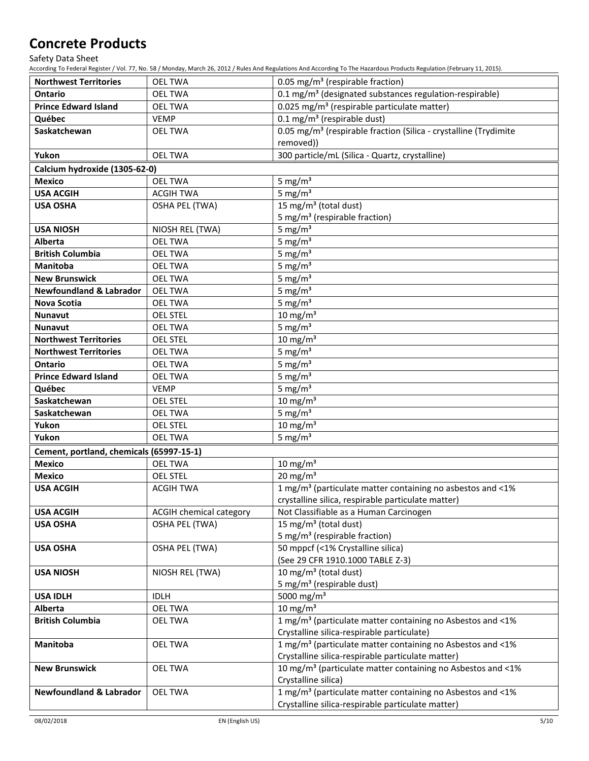| | | |
|---|---|---|
| **Northwest Territories** | OEL TWA | 0.05 mg/m³ (respirable fraction) |
| **Ontario** | OEL TWA | 0.1 mg/m³ (designated substances regulation-respirable) |
| **Prince Edward Island** | OEL TWA | 0.025 mg/m³ (respirable particulate matter) |
| **Québec** | VEMP | 0.1 mg/m³ (respirable dust) |
| **Saskatchewan** | OEL TWA | 0.05 mg/m³ (respirable fraction (Silica - crystalline (Trydimite removed)) |
| **Yukon** | OEL TWA | 300 particle/mL (Silica - Quartz, crystalline) |
| **Calcium hydroxide (1305-62-0)** | | |
| **Mexico** | OEL TWA | 5 mg/m³ |
| **USA ACGIH** | ACGIH TWA | 5 mg/m³ |
| **USA OSHA** | OSHA PEL (TWA) | 15 mg/m³ (total dust)<br>5 mg/m³ (respirable fraction) |
| **USA NIOSH** | NIOSH REL (TWA) | 5 mg/m³ |
| **Alberta** | OEL TWA | 5 mg/m³ |
| **British Columbia** | OEL TWA | 5 mg/m³ |
| **Manitoba** | OEL TWA | 5 mg/m³ |
| **New Brunswick** | OEL TWA | 5 mg/m³ |
| **Newfoundland & Labrador** | OEL TWA | 5 mg/m³ |
| **Nova Scotia** | OEL TWA | 5 mg/m³ |
| **Nunavut** | OEL STEL | 10 mg/m³ |
| **Nunavut** | OEL TWA | 5 mg/m³ |
| **Northwest Territories** | OEL STEL | 10 mg/m³ |
| **Northwest Territories** | OEL TWA | 5 mg/m³ |
| **Ontario** | OEL TWA | 5 mg/m³ |
| **Prince Edward Island** | OEL TWA | 5 mg/m³ |
| **Québec** | VEMP | 5 mg/m³ |
| **Saskatchewan** | OEL STEL | 10 mg/m³ |
| **Saskatchewan** | OEL TWA | 5 mg/m³ |
| **Yukon** | OEL STEL | 10 mg/m³ |
| **Yukon** | OEL TWA | 5 mg/m³ |
| **Cement, portland, chemicals (65997-15-1)** | | |
| **Mexico** | OEL TWA | 10 mg/m³ |
| **Mexico** | OEL STEL | 20 mg/m³ |
| **USA ACGIH** | ACGIH TWA | 1 mg/m³ (particulate matter containing no asbestos and <1% crystalline silica, respirable particulate matter) |
| **USA ACGIH** | ACGIH chemical category | Not Classifiable as a Human Carcinogen |
| **USA OSHA** | OSHA PEL (TWA) | 15 mg/m³ (total dust)<br>5 mg/m³ (respirable fraction) |
| **USA OSHA** | OSHA PEL (TWA) | 50 mppcf (<1% Crystalline silica)<br>(See 29 CFR 1910.1000 TABLE Z-3) |
| **USA NIOSH** | NIOSH REL (TWA) | 10 mg/m³ (total dust)<br>5 mg/m³ (respirable dust) |
| **USA IDLH** | IDLH | 5000 mg/m³ |
| **Alberta** | OEL TWA | 10 mg/m³ |
| **British Columbia** | OEL TWA | 1 mg/m³ (particulate matter containing no Asbestos and <1% Crystalline silica-respirable particulate) |
| **Manitoba** | OEL TWA | 1 mg/m³ (particulate matter containing no Asbestos and <1% Crystalline silica-respirable particulate matter) |
| **New Brunswick** | OEL TWA | 10 mg/m³ (particulate matter containing no Asbestos and <1% Crystalline silica) |
| **Newfoundland & Labrador** | OEL TWA | 1 mg/m³ (particulate matter containing no Asbestos and <1% Crystalline silica-respirable particulate matter) |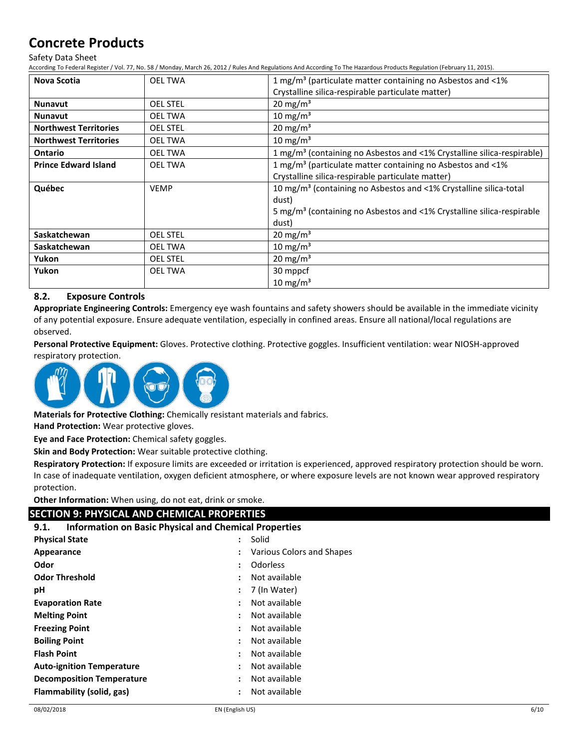| Nova Scotia | OEL TWA | 1 mg/m³ (particulate matter containing no Asbestos and <1% Crystalline silica-respirable particulate matter) |
|---|---|---|
| Nunavut | OEL STEL | 20 mg/m³ |
| Nunavut | OEL TWA | 10 mg/m³ |
| Northwest Territories | OEL STEL | 20 mg/m³ |
| Northwest Territories | OEL TWA | 10 mg/m³ |
| Ontario | OEL TWA | 1 mg/m³ (containing no Asbestos and <1% Crystalline silica-respirable) |
| Prince Edward Island | OEL TWA | 1 mg/m³ (particulate matter containing no Asbestos and <1% Crystalline silica-respirable particulate matter) |
| Québec | VEMP | 10 mg/m³ (containing no Asbestos and <1% Crystalline silica-total dust)<br>5 mg/m³ (containing no Asbestos and <1% Crystalline silica-respirable dust) |
| Saskatchewan | OEL STEL | 20 mg/m³ |
| Saskatchewan | OEL TWA | 10 mg/m³ |
| Yukon | OEL STEL | 20 mg/m³ |
| Yukon | OEL TWA | 30 mppcf<br>10 mg/m³ |

### 8.2. Exposure Controls

**Appropriate Engineering Controls:** Emergency eye wash fountains and safety showers should be available in the immediate vicinity of any potential exposure. Ensure adequate ventilation, especially in confined areas. Ensure all national/local regulations are observed.

**Personal Protective Equipment:** Gloves. Protective clothing. Protective goggles. Insufficient ventilation: wear NIOSH-approved respiratory protection.

**Materials for Protective Clothing:** Chemically resistant materials and fabrics.

**Hand Protection:** Wear protective gloves.

**Eye and Face Protection:** Chemical safety goggles.

**Skin and Body Protection:** Wear suitable protective clothing.

**Respiratory Protection:** If exposure limits are exceeded or irritation is experienced, approved respiratory protection should be worn. In case of inadequate ventilation, oxygen deficient atmosphere, or where exposure levels are not known wear approved respiratory protection.

**Other Information:** When using, do not eat, drink or smoke.

## SECTION 9: PHYSICAL AND CHEMICAL PROPERTIES

### 9.1. Information on Basic Physical and Chemical Properties

**Physical State** : Solid

**Appearance** : Various Colors and Shapes

**Odor** : Odorless

**Odor Threshold** : Not available

**pH** : 7 (In Water)

**Evaporation Rate** : Not available

**Melting Point** : Not available

**Freezing Point** : Not available

**Boiling Point** : Not available

**Flash Point** : Not available

**Auto-ignition Temperature** : Not available

**Decomposition Temperature** : Not available

**Flammability (solid, gas)** : Not available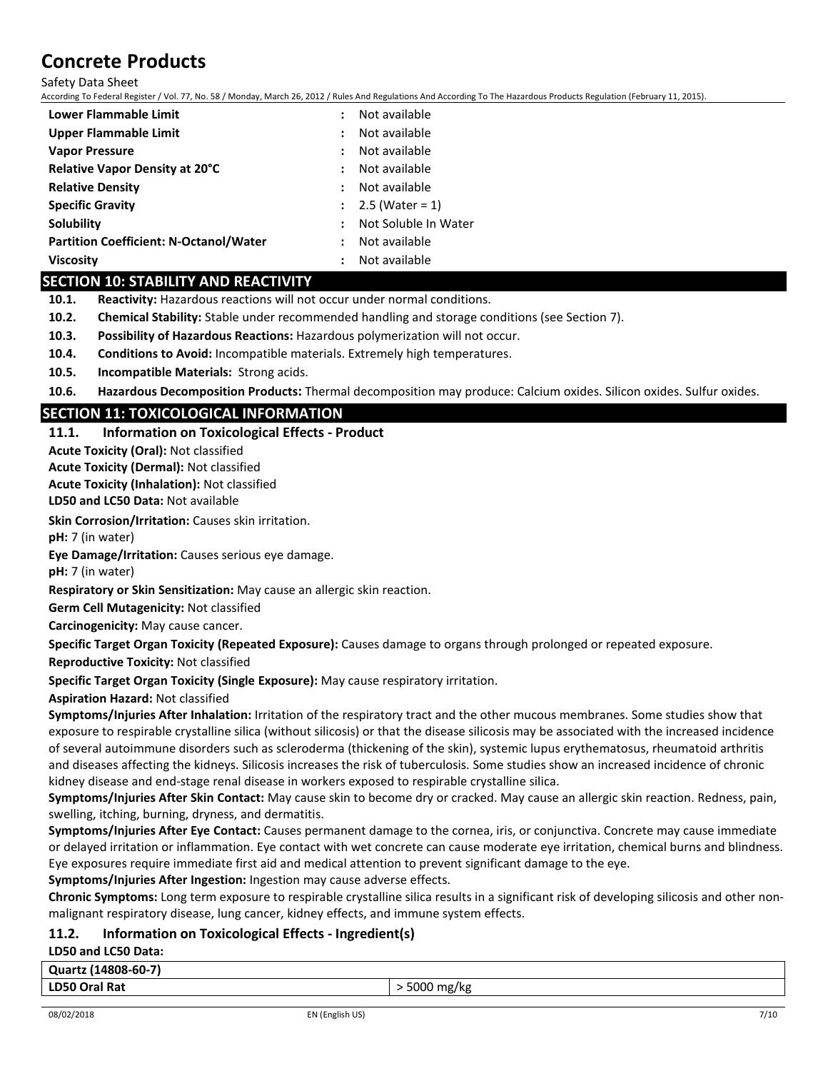| | |
|---|---|
| **Lower Flammable Limit** | : Not available |
| **Upper Flammable Limit** | : Not available |
| **Vapor Pressure** | : Not available |
| **Relative Vapor Density at 20°C** | : Not available |
| **Relative Density** | : Not available |
| **Specific Gravity** | : 2.5 (Water = 1) |
| **Solubility** | : Not Soluble In Water |
| **Partition Coefficient: N-Octanol/Water** | : Not available |
| **Viscosity** | : Not available |

## SECTION 10: STABILITY AND REACTIVITY

**10.1. Reactivity:** Hazardous reactions will not occur under normal conditions.

**10.2. Chemical Stability:** Stable under recommended handling and storage conditions (see Section 7).

**10.3. Possibility of Hazardous Reactions:** Hazardous polymerization will not occur.

**10.4. Conditions to Avoid:** Incompatible materials. Extremely high temperatures.

**10.5. Incompatible Materials:** Strong acids.

**10.6. Hazardous Decomposition Products:** Thermal decomposition may produce: Calcium oxides. Silicon oxides. Sulfur oxides.

## SECTION 11: TOXICOLOGICAL INFORMATION

### 11.1. Information on Toxicological Effects - Product

**Acute Toxicity (Oral):** Not classified

**Acute Toxicity (Dermal):** Not classified

**Acute Toxicity (Inhalation):** Not classified

**LD50 and LC50 Data:** Not available

**Skin Corrosion/Irritation:** Causes skin irritation.

**pH:** 7 (in water)

**Eye Damage/Irritation:** Causes serious eye damage.

**pH:** 7 (in water)

**Respiratory or Skin Sensitization:** May cause an allergic skin reaction.

**Germ Cell Mutagenicity:** Not classified

**Carcinogenicity:** May cause cancer.

**Specific Target Organ Toxicity (Repeated Exposure):** Causes damage to organs through prolonged or repeated exposure.

**Reproductive Toxicity:** Not classified

**Specific Target Organ Toxicity (Single Exposure):** May cause respiratory irritation.

**Aspiration Hazard:** Not classified

**Symptoms/Injuries After Inhalation:** Irritation of the respiratory tract and the other mucous membranes. Some studies show that exposure to respirable crystalline silica (without silicosis) or that the disease silicosis may be associated with the increased incidence of several autoimmune disorders such as scleroderma (thickening of the skin), systemic lupus erythematosus, rheumatoid arthritis and diseases affecting the kidneys. Silicosis increases the risk of tuberculosis. Some studies show an increased incidence of chronic kidney disease and end-stage renal disease in workers exposed to respirable crystalline silica.

**Symptoms/Injuries After Skin Contact:** May cause skin to become dry or cracked. May cause an allergic skin reaction. Redness, pain, swelling, itching, burning, dryness, and dermatitis.

**Symptoms/Injuries After Eye Contact:** Causes permanent damage to the cornea, iris, or conjunctiva. Concrete may cause immediate or delayed irritation or inflammation. Eye contact with wet concrete can cause moderate eye irritation, chemical burns and blindness. Eye exposures require immediate first aid and medical attention to prevent significant damage to the eye.

**Symptoms/Injuries After Ingestion:** Ingestion may cause adverse effects.

**Chronic Symptoms:** Long term exposure to respirable crystalline silica results in a significant risk of developing silicosis and other non-malignant respiratory disease, lung cancer, kidney effects, and immune system effects.

### 11.2. Information on Toxicological Effects - Ingredient(s)

**LD50 and LC50 Data:**

| **Quartz (14808-60-7)** | |
|---|---|
| **LD50 Oral Rat** | > 5000 mg/kg |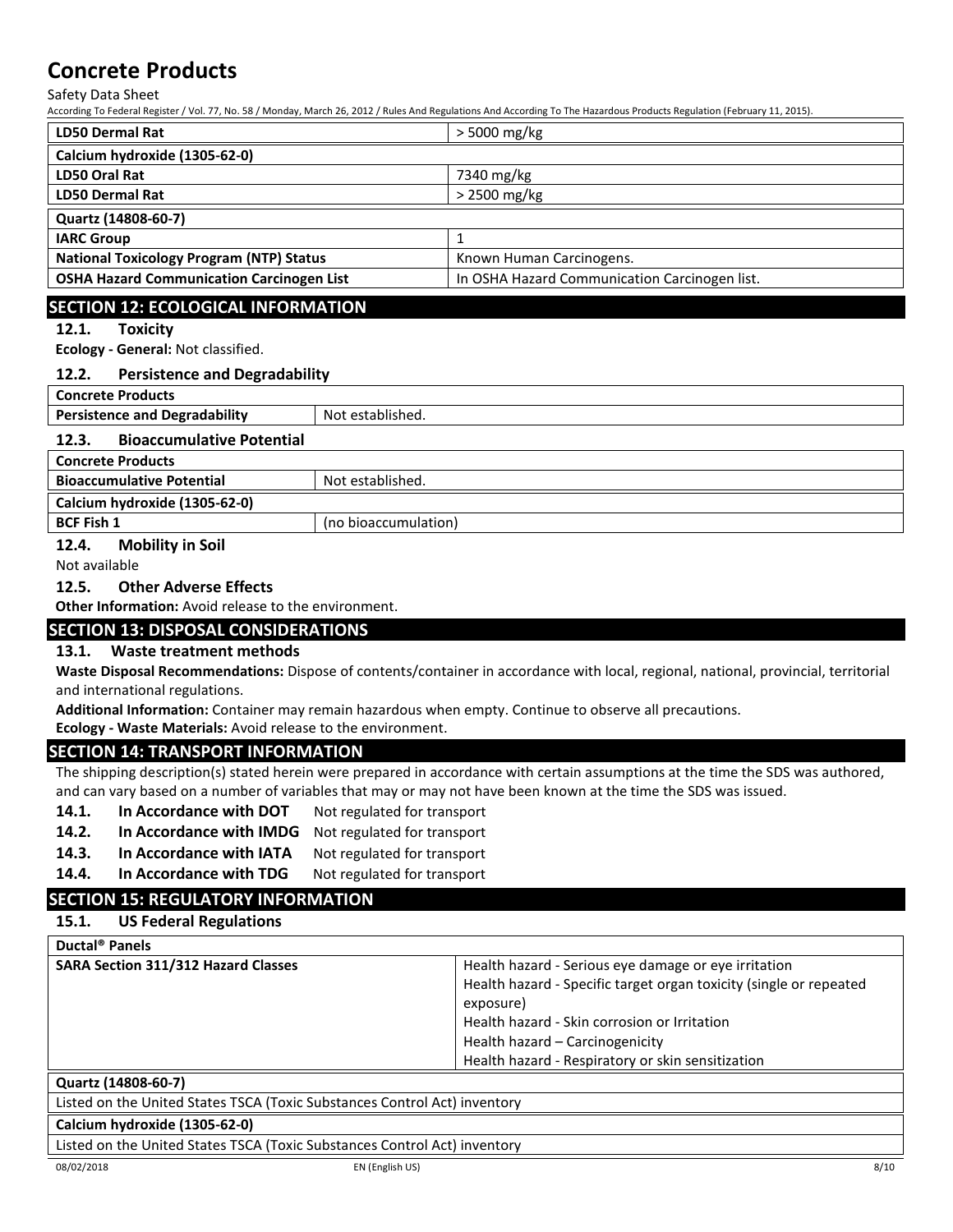| LD50 Dermal Rat | > 5000 mg/kg |
|---|---|
| **Calcium hydroxide (1305-62-0)** | |
| **LD50 Oral Rat** | 7340 mg/kg |
| **LD50 Dermal Rat** | > 2500 mg/kg |
| **Quartz (14808-60-7)** | |
| **IARC Group** | 1 |
| **National Toxicology Program (NTP) Status** | Known Human Carcinogens. |
| **OSHA Hazard Communication Carcinogen List** | In OSHA Hazard Communication Carcinogen list. |

## SECTION 12: ECOLOGICAL INFORMATION

### 12.1. Toxicity

**Ecology - General:** Not classified.

### 12.2. Persistence and Degradability

| Concrete Products | |
|---|---|
| **Persistence and Degradability** | Not established. |

### 12.3. Bioaccumulative Potential

| Concrete Products | |
|---|---|
| **Bioaccumulative Potential** | Not established. |
| **Calcium hydroxide (1305-62-0)** | |
| **BCF Fish 1** | (no bioaccumulation) |

### 12.4. Mobility in Soil

Not available

### 12.5. Other Adverse Effects

**Other Information:** Avoid release to the environment.

## SECTION 13: DISPOSAL CONSIDERATIONS

### 13.1. Waste treatment methods

**Waste Disposal Recommendations:** Dispose of contents/container in accordance with local, regional, national, provincial, territorial and international regulations.

**Additional Information:** Container may remain hazardous when empty. Continue to observe all precautions.

**Ecology - Waste Materials:** Avoid release to the environment.

## SECTION 14: TRANSPORT INFORMATION

The shipping description(s) stated herein were prepared in accordance with certain assumptions at the time the SDS was authored, and can vary based on a number of variables that may or may not have been known at the time the SDS was issued.

**14.1. In Accordance with DOT** Not regulated for transport

**14.2. In Accordance with IMDG** Not regulated for transport

**14.3. In Accordance with IATA** Not regulated for transport

**14.4. In Accordance with TDG** Not regulated for transport

## SECTION 15: REGULATORY INFORMATION

### 15.1. US Federal Regulations

| Ductal® Panels | |
|---|---|
| **SARA Section 311/312 Hazard Classes** | Health hazard - Serious eye damage or eye irritation<br>Health hazard - Specific target organ toxicity (single or repeated exposure)<br>Health hazard - Skin corrosion or Irritation<br>Health hazard – Carcinogenicity<br>Health hazard - Respiratory or skin sensitization |

| Quartz (14808-60-7) |
|---|
| Listed on the United States TSCA (Toxic Substances Control Act) inventory |
| **Calcium hydroxide (1305-62-0)** |
| Listed on the United States TSCA (Toxic Substances Control Act) inventory |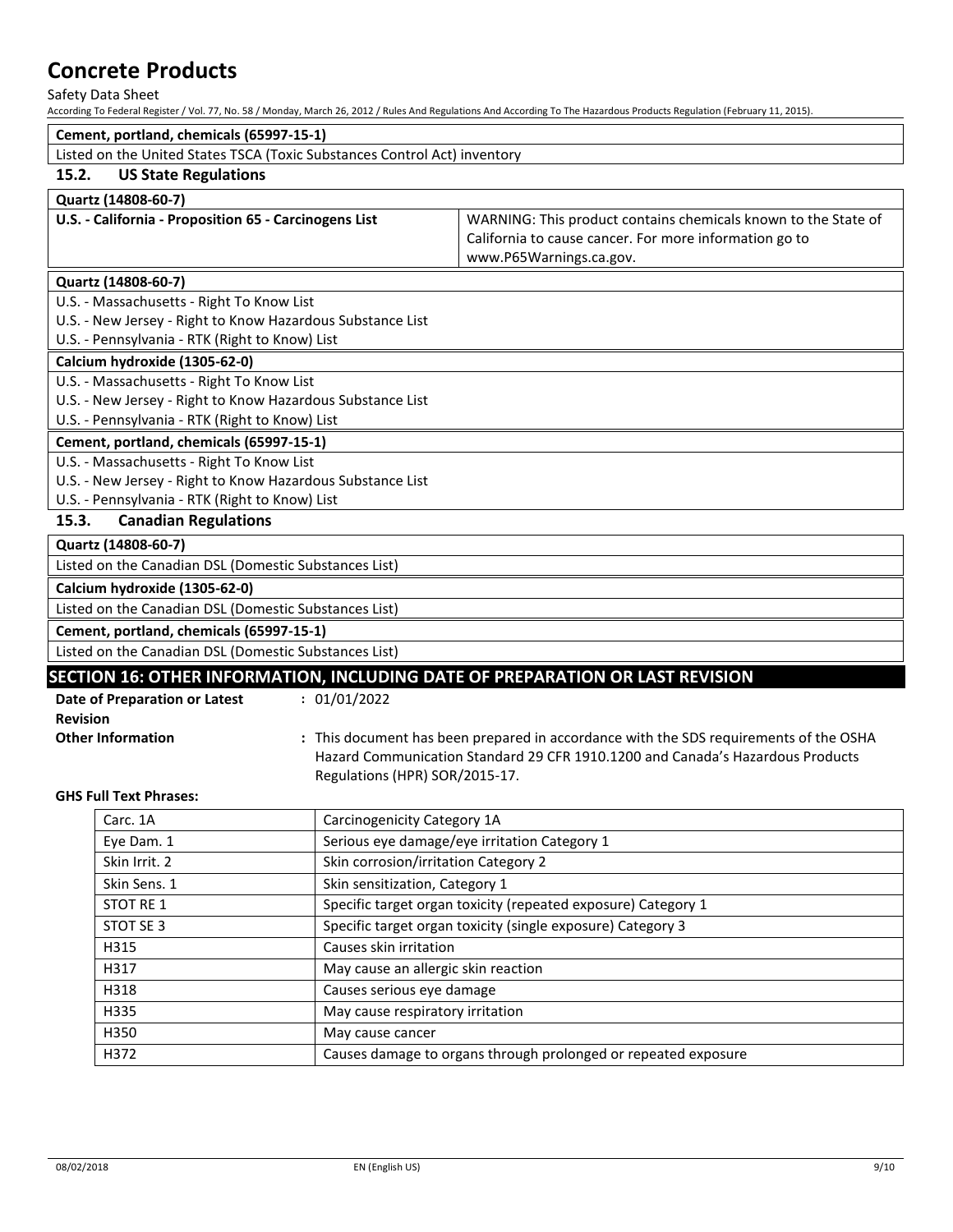**Cement, portland, chemicals (65997-15-1)**

Listed on the United States TSCA (Toxic Substances Control Act) inventory

### 15.2. US State Regulations

**Quartz (14808-60-7)**

| U.S. - California - Proposition 65 - Carcinogens List | WARNING: This product contains chemicals known to the State of California to cause cancer. For more information go to www.P65Warnings.ca.gov. |
|---|---|

**Quartz (14808-60-7)**

U.S. - Massachusetts - Right To Know List
U.S. - New Jersey - Right to Know Hazardous Substance List
U.S. - Pennsylvania - RTK (Right to Know) List

**Calcium hydroxide (1305-62-0)**

U.S. - Massachusetts - Right To Know List
U.S. - New Jersey - Right to Know Hazardous Substance List
U.S. - Pennsylvania - RTK (Right to Know) List

**Cement, portland, chemicals (65997-15-1)**

U.S. - Massachusetts - Right To Know List
U.S. - New Jersey - Right to Know Hazardous Substance List
U.S. - Pennsylvania - RTK (Right to Know) List

### 15.3. Canadian Regulations

**Quartz (14808-60-7)**

Listed on the Canadian DSL (Domestic Substances List)

**Calcium hydroxide (1305-62-0)**

Listed on the Canadian DSL (Domestic Substances List)

**Cement, portland, chemicals (65997-15-1)**

Listed on the Canadian DSL (Domestic Substances List)

## SECTION 16: OTHER INFORMATION, INCLUDING DATE OF PREPARATION OR LAST REVISION

**Date of Preparation or Latest Revision** : 01/01/2022

**Other Information** : This document has been prepared in accordance with the SDS requirements of the OSHA Hazard Communication Standard 29 CFR 1910.1200 and Canada's Hazardous Products Regulations (HPR) SOR/2015-17.

**GHS Full Text Phrases:**

| Carc. 1A | Carcinogenicity Category 1A |
|---|---|
| Eye Dam. 1 | Serious eye damage/eye irritation Category 1 |
| Skin Irrit. 2 | Skin corrosion/irritation Category 2 |
| Skin Sens. 1 | Skin sensitization, Category 1 |
| STOT RE 1 | Specific target organ toxicity (repeated exposure) Category 1 |
| STOT SE 3 | Specific target organ toxicity (single exposure) Category 3 |
| H315 | Causes skin irritation |
| H317 | May cause an allergic skin reaction |
| H318 | Causes serious eye damage |
| H335 | May cause respiratory irritation |
| H350 | May cause cancer |
| H372 | Causes damage to organs through prolonged or repeated exposure |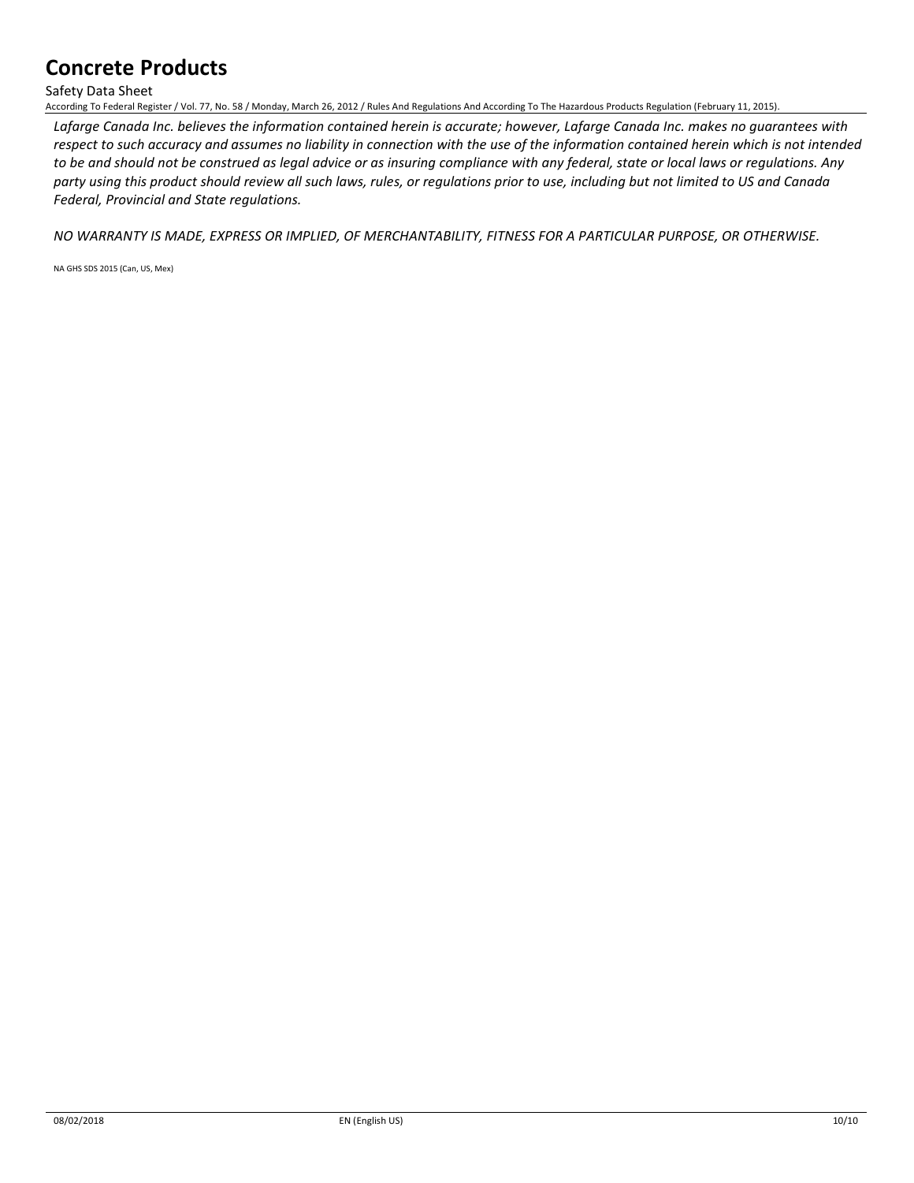*Lafarge Canada Inc. believes the information contained herein is accurate; however, Lafarge Canada Inc. makes no guarantees with respect to such accuracy and assumes no liability in connection with the use of the information contained herein which is not intended to be and should not be construed as legal advice or as insuring compliance with any federal, state or local laws or regulations. Any party using this product should review all such laws, rules, or regulations prior to use, including but not limited to US and Canada Federal, Provincial and State regulations.*

*NO WARRANTY IS MADE, EXPRESS OR IMPLIED, OF MERCHANTABILITY, FITNESS FOR A PARTICULAR PURPOSE, OR OTHERWISE.*

NA GHS SDS 2015 (Can, US, Mex)